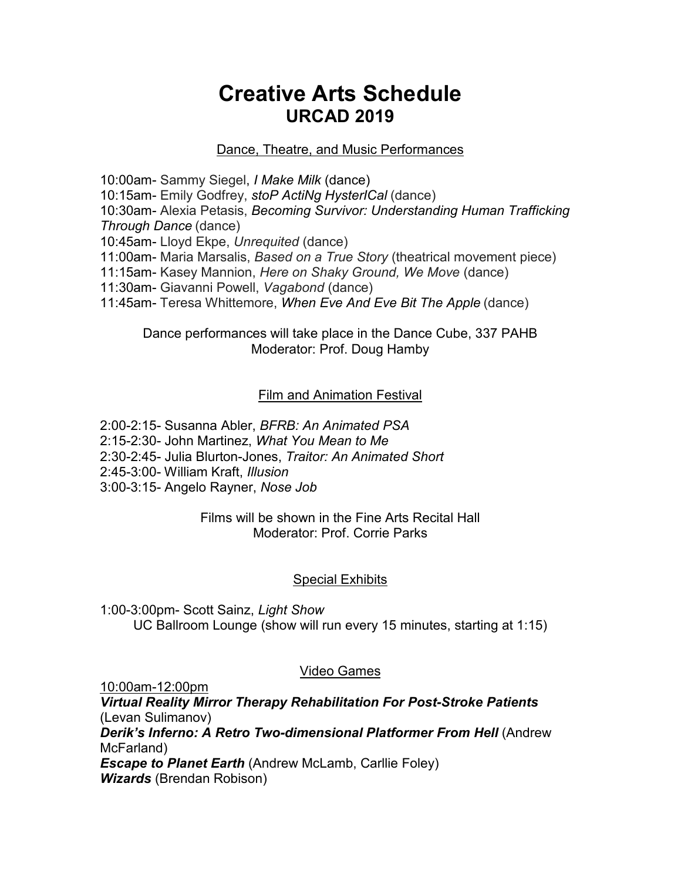# Creative Arts Schedule
## URCAD 2019

### Dance, Theatre, and Music Performances

10:00am- Sammy Siegel, *I Make Milk* (dance)
10:15am- Emily Godfrey, *stoP ActiNg HysterICal* (dance)
10:30am- Alexia Petasis, *Becoming Survivor: Understanding Human Trafficking Through Dance* (dance)
10:45am- Lloyd Ekpe, *Unrequited* (dance)
11:00am- Maria Marsalis, *Based on a True Story* (theatrical movement piece)
11:15am- Kasey Mannion, *Here on Shaky Ground, We Move* (dance)
11:30am- Giavanni Powell, *Vagabond* (dance)
11:45am- Teresa Whittemore, *When Eve And Eve Bit The Apple* (dance)

Dance performances will take place in the Dance Cube, 337 PAHB
Moderator: Prof. Doug Hamby

### Film and Animation Festival

2:00-2:15- Susanna Abler, *BFRB: An Animated PSA*
2:15-2:30- John Martinez, *What You Mean to Me*
2:30-2:45- Julia Blurton-Jones, *Traitor: An Animated Short*
2:45-3:00- William Kraft, *Illusion*
3:00-3:15- Angelo Rayner, *Nose Job*

Films will be shown in the Fine Arts Recital Hall
Moderator: Prof. Corrie Parks

### Special Exhibits

1:00-3:00pm- Scott Sainz, *Light Show*
UC Ballroom Lounge (show will run every 15 minutes, starting at 1:15)

### Video Games

10:00am-12:00pm

***Virtual Reality Mirror Therapy Rehabilitation For Post-Stroke Patients*** (Levan Sulimanov)
***Derik's Inferno: A Retro Two-dimensional Platformer From Hell*** (Andrew McFarland)
***Escape to Planet Earth*** (Andrew McLamb, Carllie Foley)
***Wizards*** (Brendan Robison)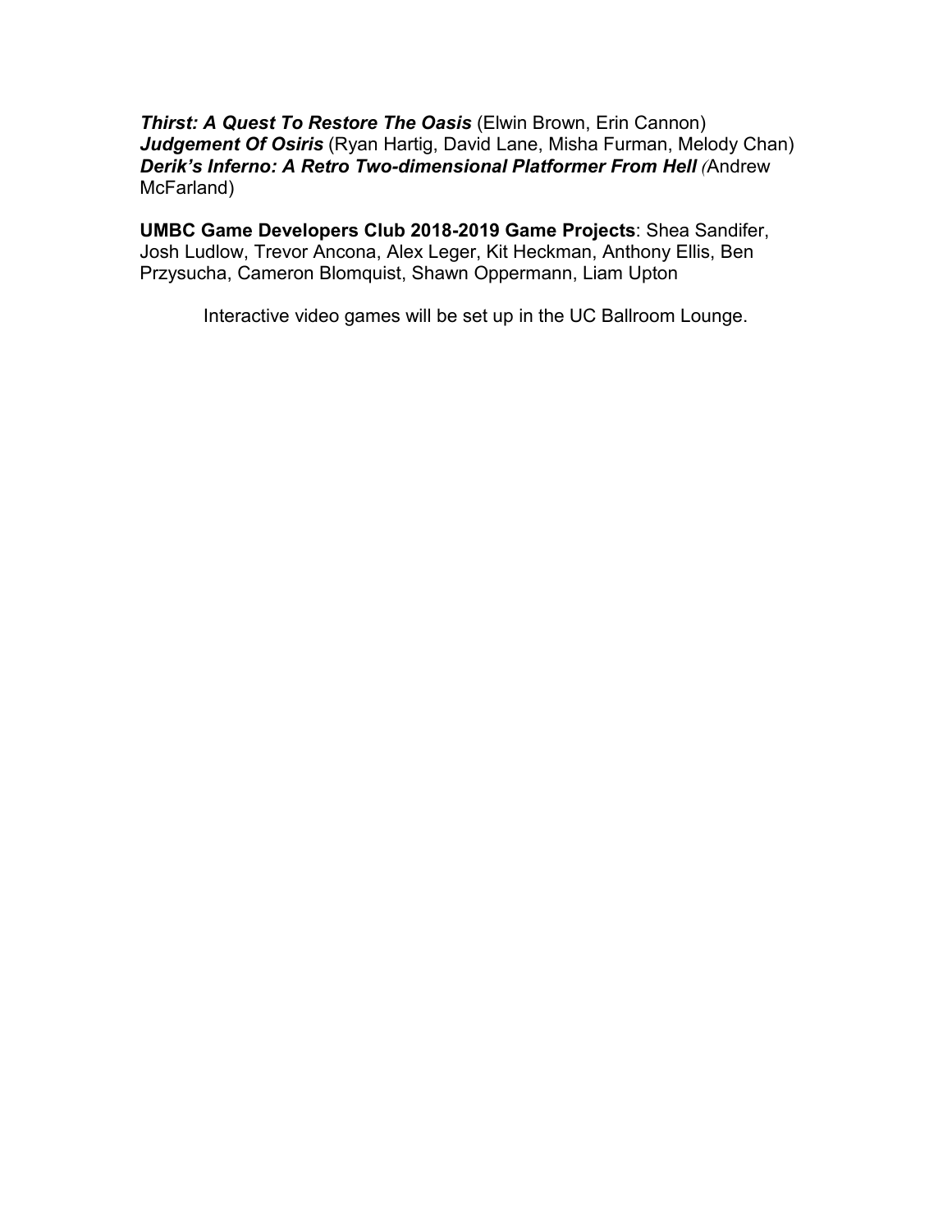***Thirst: A Quest To Restore The Oasis*** (Elwin Brown, Erin Cannon)
***Judgement Of Osiris*** (Ryan Hartig, David Lane, Misha Furman, Melody Chan)
***Derik's Inferno: A Retro Two-dimensional Platformer From Hell*** *(*Andrew McFarland)

**UMBC Game Developers Club 2018-2019 Game Projects**: Shea Sandifer, Josh Ludlow, Trevor Ancona, Alex Leger, Kit Heckman, Anthony Ellis, Ben Przysucha, Cameron Blomquist, Shawn Oppermann, Liam Upton

Interactive video games will be set up in the UC Ballroom Lounge.